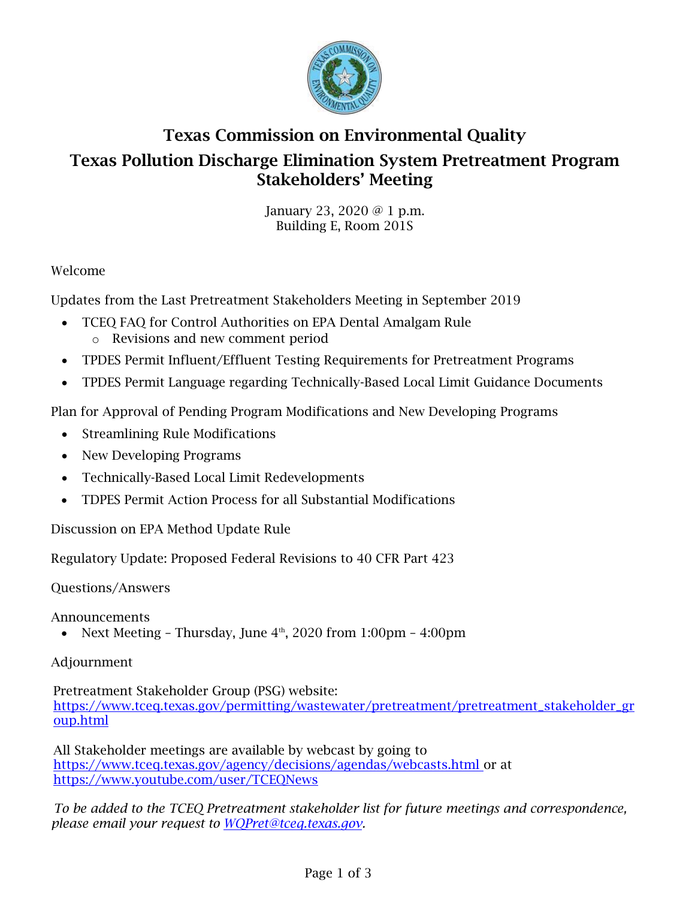# Texas Commission on Environmental Quality

## Texas Pollution Discharge Elimination System Pretreatment Program Stakeholders' Meeting

January 23, 2020 @ 1 p.m.
Building E, Room 201S

Welcome

Updates from the Last Pretreatment Stakeholders Meeting in September 2019

- TCEQ FAQ for Control Authorities on EPA Dental Amalgam Rule
  - Revisions and new comment period
- TPDES Permit Influent/Effluent Testing Requirements for Pretreatment Programs
- TPDES Permit Language regarding Technically-Based Local Limit Guidance Documents

Plan for Approval of Pending Program Modifications and New Developing Programs

- Streamlining Rule Modifications
- New Developing Programs
- Technically-Based Local Limit Redevelopments
- TDPES Permit Action Process for all Substantial Modifications

Discussion on EPA Method Update Rule

Regulatory Update: Proposed Federal Revisions to 40 CFR Part 423

Questions/Answers

Announcements

- Next Meeting – Thursday, June 4th, 2020 from 1:00pm – 4:00pm

Adjournment

Pretreatment Stakeholder Group (PSG) website:
[https://www.tceq.texas.gov/permitting/wastewater/pretreatment/pretreatment_stakeholder_group.html](https://www.tceq.texas.gov/permitting/wastewater/pretreatment/pretreatment_stakeholder_group.html)

All Stakeholder meetings are available by webcast by going to [https://www.tceq.texas.gov/agency/decisions/agendas/webcasts.html](https://www.tceq.texas.gov/agency/decisions/agendas/webcasts.html) or at [https://www.youtube.com/user/TCEQNews](https://www.youtube.com/user/TCEQNews)

*To be added to the TCEQ Pretreatment stakeholder list for future meetings and correspondence, please email your request to [WQPret@tceq.texas.gov](mailto:WQPret@tceq.texas.gov).*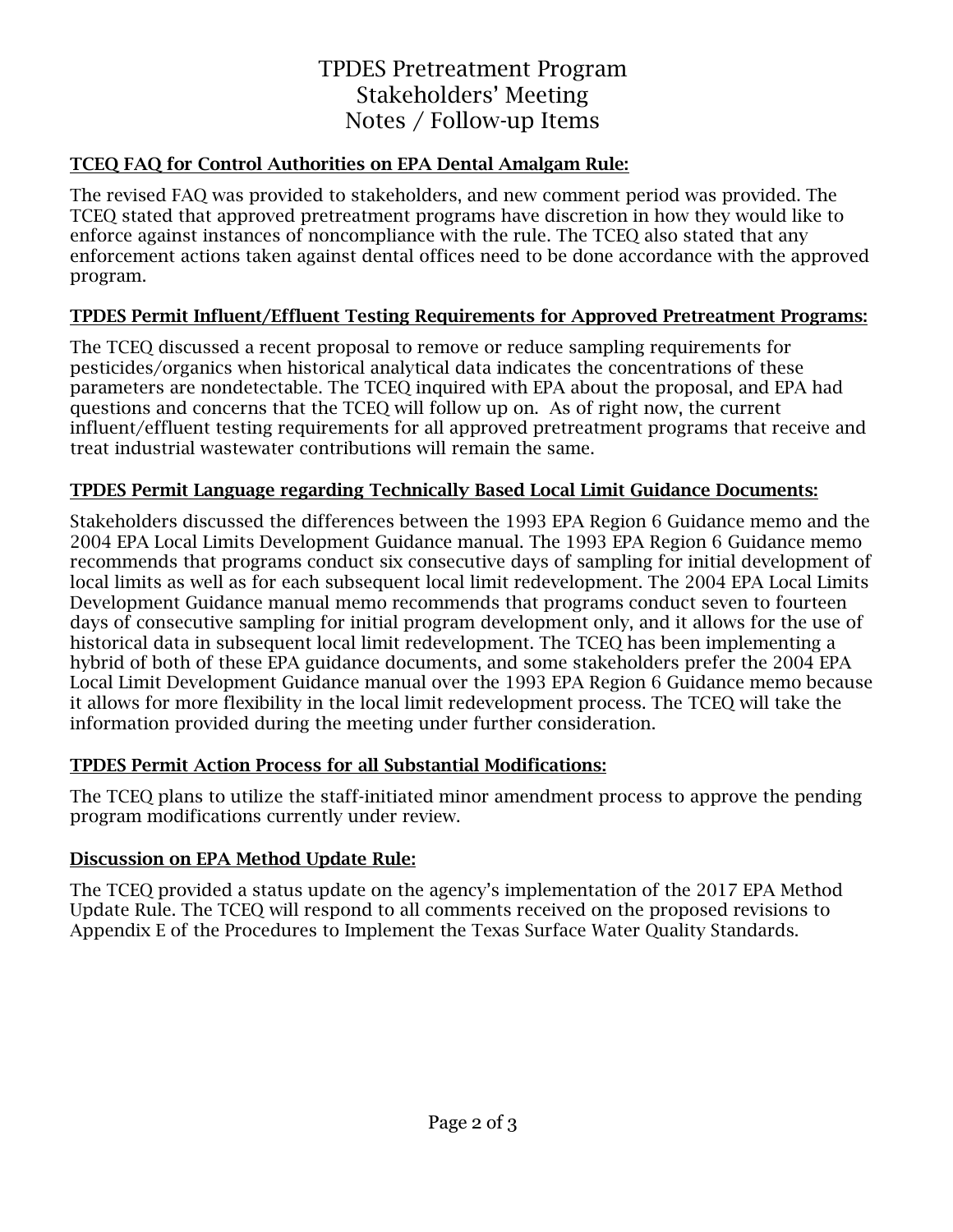# TPDES Pretreatment Program
# Stakeholders' Meeting
# Notes / Follow-up Items

**TCEQ FAQ for Control Authorities on EPA Dental Amalgam Rule:**

The revised FAQ was provided to stakeholders, and new comment period was provided. The TCEQ stated that approved pretreatment programs have discretion in how they would like to enforce against instances of noncompliance with the rule. The TCEQ also stated that any enforcement actions taken against dental offices need to be done accordance with the approved program.

**TPDES Permit Influent/Effluent Testing Requirements for Approved Pretreatment Programs:**

The TCEQ discussed a recent proposal to remove or reduce sampling requirements for pesticides/organics when historical analytical data indicates the concentrations of these parameters are nondetectable. The TCEQ inquired with EPA about the proposal, and EPA had questions and concerns that the TCEQ will follow up on. As of right now, the current influent/effluent testing requirements for all approved pretreatment programs that receive and treat industrial wastewater contributions will remain the same.

**TPDES Permit Language regarding Technically Based Local Limit Guidance Documents:**

Stakeholders discussed the differences between the 1993 EPA Region 6 Guidance memo and the 2004 EPA Local Limits Development Guidance manual. The 1993 EPA Region 6 Guidance memo recommends that programs conduct six consecutive days of sampling for initial development of local limits as well as for each subsequent local limit redevelopment. The 2004 EPA Local Limits Development Guidance manual memo recommends that programs conduct seven to fourteen days of consecutive sampling for initial program development only, and it allows for the use of historical data in subsequent local limit redevelopment. The TCEQ has been implementing a hybrid of both of these EPA guidance documents, and some stakeholders prefer the 2004 EPA Local Limit Development Guidance manual over the 1993 EPA Region 6 Guidance memo because it allows for more flexibility in the local limit redevelopment process. The TCEQ will take the information provided during the meeting under further consideration.

**TPDES Permit Action Process for all Substantial Modifications:**

The TCEQ plans to utilize the staff-initiated minor amendment process to approve the pending program modifications currently under review.

**Discussion on EPA Method Update Rule:**

The TCEQ provided a status update on the agency's implementation of the 2017 EPA Method Update Rule. The TCEQ will respond to all comments received on the proposed revisions to Appendix E of the Procedures to Implement the Texas Surface Water Quality Standards.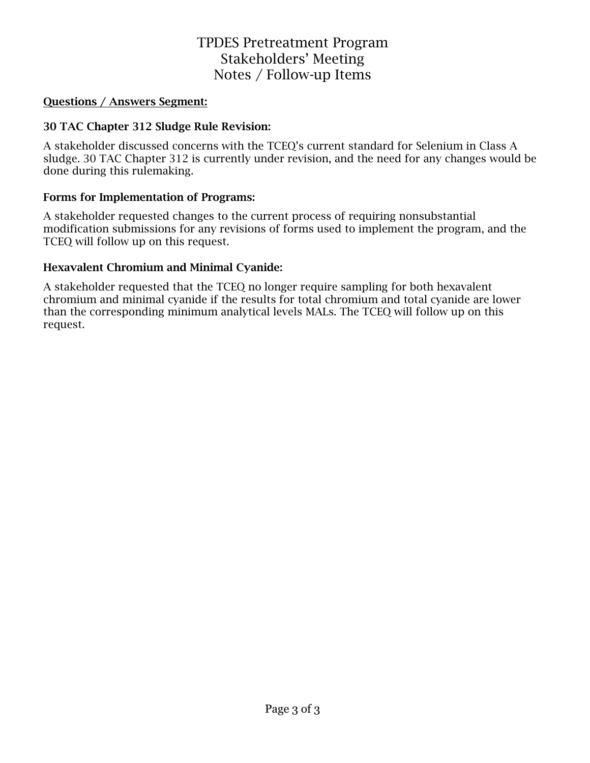# TPDES Pretreatment Program
# Stakeholders' Meeting
# Notes / Follow-up Items

## Questions / Answers Segment:

### 30 TAC Chapter 312 Sludge Rule Revision:

A stakeholder discussed concerns with the TCEQ's current standard for Selenium in Class A sludge. 30 TAC Chapter 312 is currently under revision, and the need for any changes would be done during this rulemaking.

### Forms for Implementation of Programs:

A stakeholder requested changes to the current process of requiring nonsubstantial modification submissions for any revisions of forms used to implement the program, and the TCEQ will follow up on this request.

### Hexavalent Chromium and Minimal Cyanide:

A stakeholder requested that the TCEQ no longer require sampling for both hexavalent chromium and minimal cyanide if the results for total chromium and total cyanide are lower than the corresponding minimum analytical levels MALs. The TCEQ will follow up on this request.